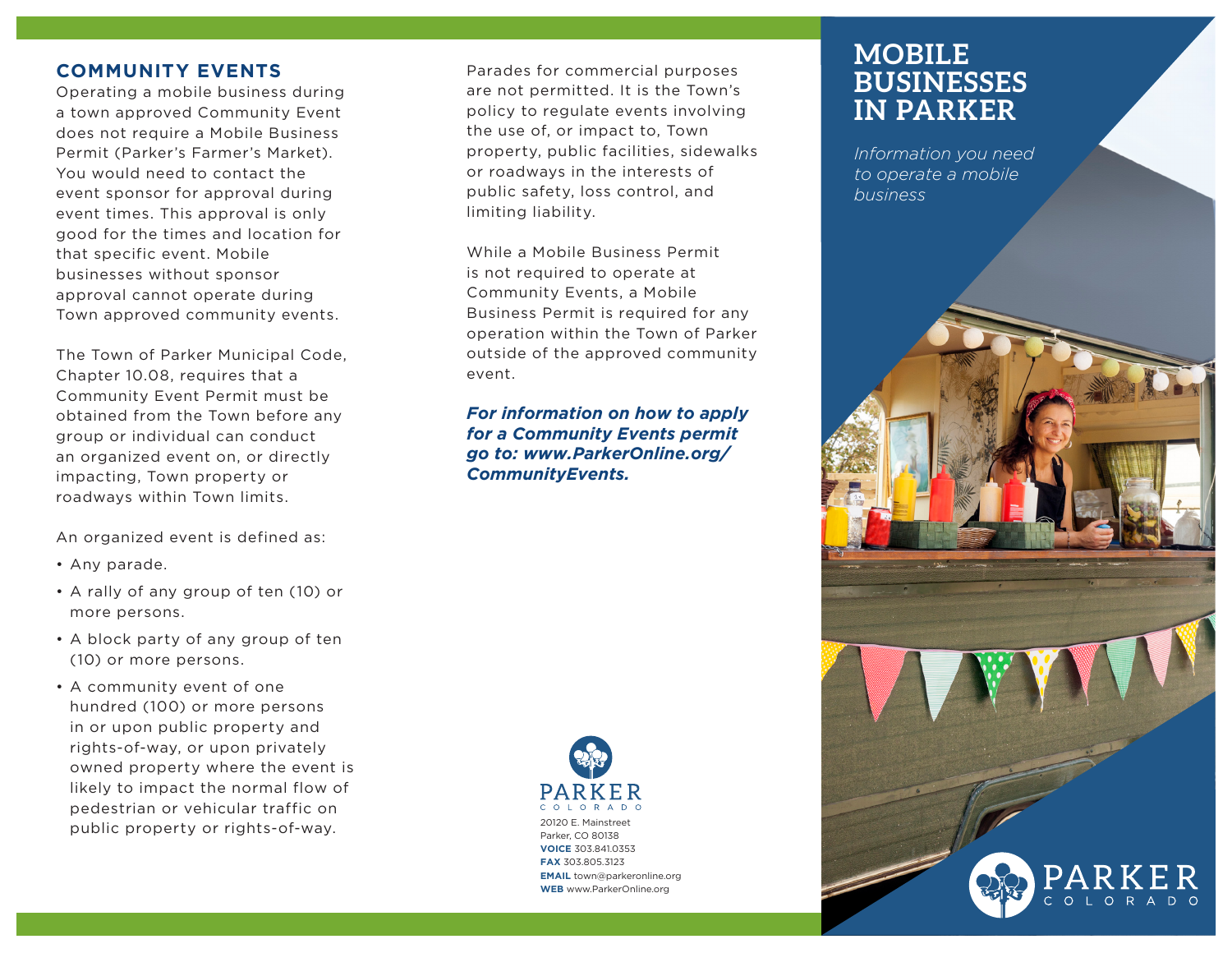# MOBILE BUSINESSES IN PARKER

*Information you need to operate a mobile business*

## COMMUNITY EVENTS

Operating a mobile business during a town approved Community Event does not require a Mobile Business Permit (Parker's Farmer's Market). You would need to contact the event sponsor for approval during event times. This approval is only good for the times and location for that specific event. Mobile businesses without sponsor approval cannot operate during Town approved community events.

The Town of Parker Municipal Code, Chapter 10.08, requires that a Community Event Permit must be obtained from the Town before any group or individual can conduct an organized event on, or directly impacting, Town property or roadways within Town limits.

An organized event is defined as:

- Any parade.
- A rally of any group of ten (10) or more persons.
- A block party of any group of ten (10) or more persons.
- A community event of one hundred (100) or more persons in or upon public property and rights-of-way, or upon privately owned property where the event is likely to impact the normal flow of pedestrian or vehicular traffic on public property or rights-of-way.

Parades for commercial purposes are not permitted. It is the Town's policy to regulate events involving the use of, or impact to, Town property, public facilities, sidewalks or roadways in the interests of public safety, loss control, and limiting liability.

While a Mobile Business Permit is not required to operate at Community Events, a Mobile Business Permit is required for any operation within the Town of Parker outside of the approved community event.

***For information on how to apply for a Community Events permit go to: www.ParkerOnline.org/CommunityEvents.***

PARKER
COLORADO

20120 E. Mainstreet
Parker, CO 80138
**VOICE** 303.841.0353
**FAX** 303.805.3123
**EMAIL** town@parkeronline.org
**WEB** www.ParkerOnline.org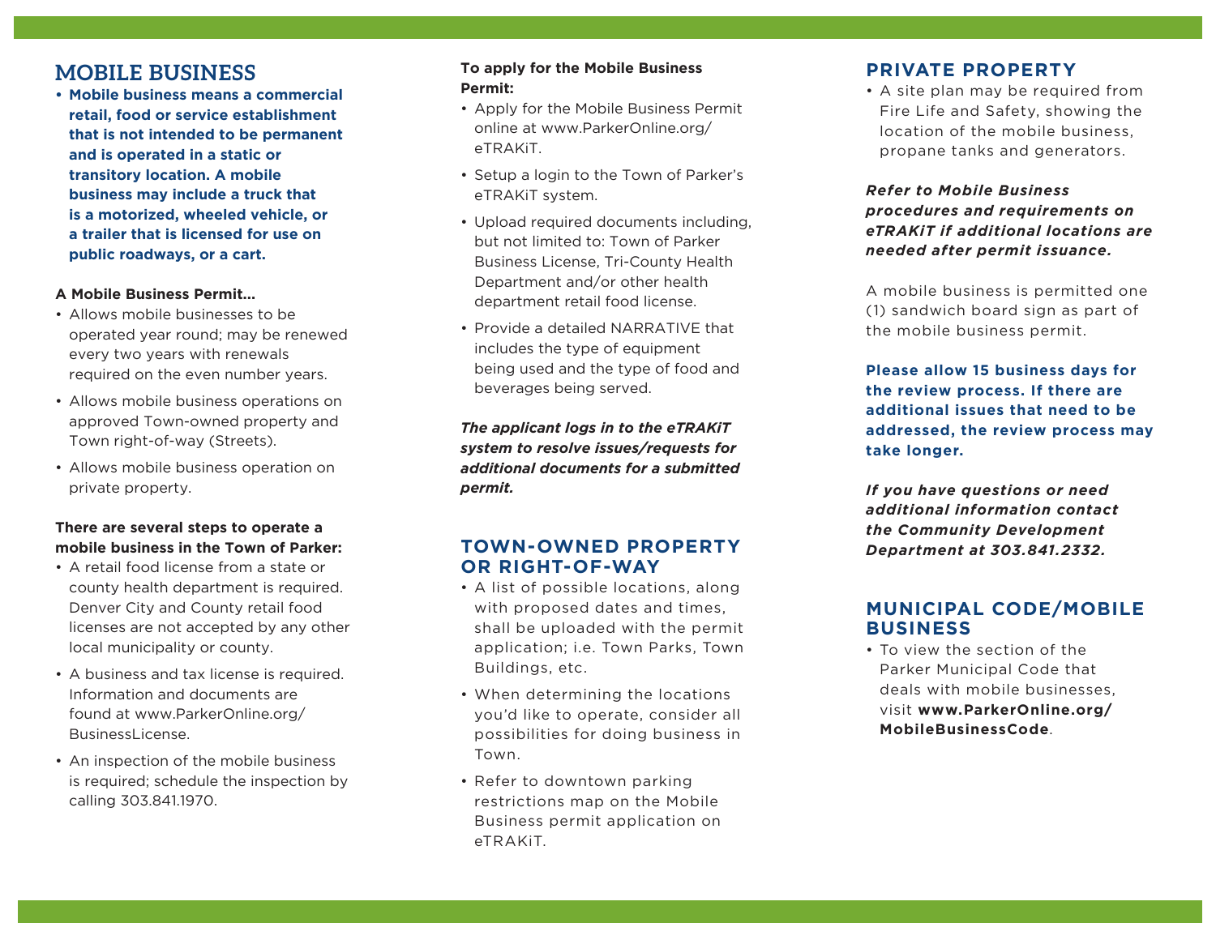## MOBILE BUSINESS

- **Mobile business means a commercial retail, food or service establishment that is not intended to be permanent and is operated in a static or transitory location. A mobile business may include a truck that is a motorized, wheeled vehicle, or a trailer that is licensed for use on public roadways, or a cart.**

**A Mobile Business Permit...**

- Allows mobile businesses to be operated year round; may be renewed every two years with renewals required on the even number years.
- Allows mobile business operations on approved Town-owned property and Town right-of-way (Streets).
- Allows mobile business operation on private property.

**There are several steps to operate a mobile business in the Town of Parker:**

- A retail food license from a state or county health department is required. Denver City and County retail food licenses are not accepted by any other local municipality or county.
- A business and tax license is required. Information and documents are found at www.ParkerOnline.org/BusinessLicense.
- An inspection of the mobile business is required; schedule the inspection by calling 303.841.1970.

**To apply for the Mobile Business Permit:**

- Apply for the Mobile Business Permit online at www.ParkerOnline.org/eTRAKiT.
- Setup a login to the Town of Parker's eTRAKiT system.
- Upload required documents including, but not limited to: Town of Parker Business License, Tri-County Health Department and/or other health department retail food license.
- Provide a detailed NARRATIVE that includes the type of equipment being used and the type of food and beverages being served.

***The applicant logs in to the eTRAKiT system to resolve issues/requests for additional documents for a submitted permit.***

## TOWN-OWNED PROPERTY OR RIGHT-OF-WAY

- A list of possible locations, along with proposed dates and times, shall be uploaded with the permit application; i.e. Town Parks, Town Buildings, etc.
- When determining the locations you'd like to operate, consider all possibilities for doing business in Town.
- Refer to downtown parking restrictions map on the Mobile Business permit application on eTRAKiT.

## PRIVATE PROPERTY

- A site plan may be required from Fire Life and Safety, showing the location of the mobile business, propane tanks and generators.

***Refer to Mobile Business procedures and requirements on eTRAKiT if additional locations are needed after permit issuance.***

A mobile business is permitted one (1) sandwich board sign as part of the mobile business permit.

**Please allow 15 business days for the review process. If there are additional issues that need to be addressed, the review process may take longer.**

***If you have questions or need additional information contact the Community Development Department at 303.841.2332.***

## MUNICIPAL CODE/MOBILE BUSINESS

- To view the section of the Parker Municipal Code that deals with mobile businesses, visit **www.ParkerOnline.org/MobileBusinessCode**.